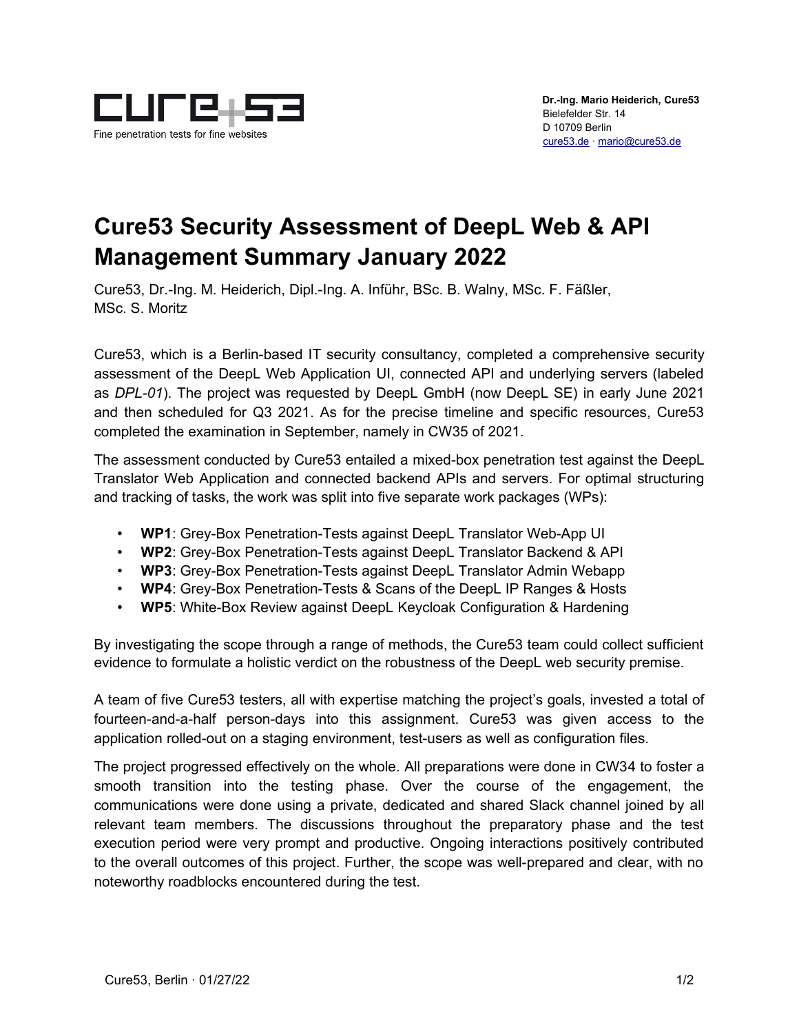Fine penetration tests for fine websites

**Dr.-Ing. Mario Heiderich, Cure53**
Bielefelder Str. 14
D 10709 Berlin
cure53.de · mario@cure53.de

# Cure53 Security Assessment of DeepL Web & API Management Summary January 2022

Cure53, Dr.-Ing. M. Heiderich, Dipl.-Ing. A. Inführ, BSc. B. Walny, MSc. F. Fäßler, MSc. S. Moritz

Cure53, which is a Berlin-based IT security consultancy, completed a comprehensive security assessment of the DeepL Web Application UI, connected API and underlying servers (labeled as *DPL-01*). The project was requested by DeepL GmbH (now DeepL SE) in early June 2021 and then scheduled for Q3 2021. As for the precise timeline and specific resources, Cure53 completed the examination in September, namely in CW35 of 2021.

The assessment conducted by Cure53 entailed a mixed-box penetration test against the DeepL Translator Web Application and connected backend APIs and servers. For optimal structuring and tracking of tasks, the work was split into five separate work packages (WPs):

- **WP1**: Grey-Box Penetration-Tests against DeepL Translator Web-App UI
- **WP2**: Grey-Box Penetration-Tests against DeepL Translator Backend & API
- **WP3**: Grey-Box Penetration-Tests against DeepL Translator Admin Webapp
- **WP4**: Grey-Box Penetration-Tests & Scans of the DeepL IP Ranges & Hosts
- **WP5**: White-Box Review against DeepL Keycloak Configuration & Hardening

By investigating the scope through a range of methods, the Cure53 team could collect sufficient evidence to formulate a holistic verdict on the robustness of the DeepL web security premise.

A team of five Cure53 testers, all with expertise matching the project's goals, invested a total of fourteen-and-a-half person-days into this assignment. Cure53 was given access to the application rolled-out on a staging environment, test-users as well as configuration files.

The project progressed effectively on the whole. All preparations were done in CW34 to foster a smooth transition into the testing phase. Over the course of the engagement, the communications were done using a private, dedicated and shared Slack channel joined by all relevant team members. The discussions throughout the preparatory phase and the test execution period were very prompt and productive. Ongoing interactions positively contributed to the overall outcomes of this project. Further, the scope was well-prepared and clear, with no noteworthy roadblocks encountered during the test.

Cure53, Berlin · 01/27/22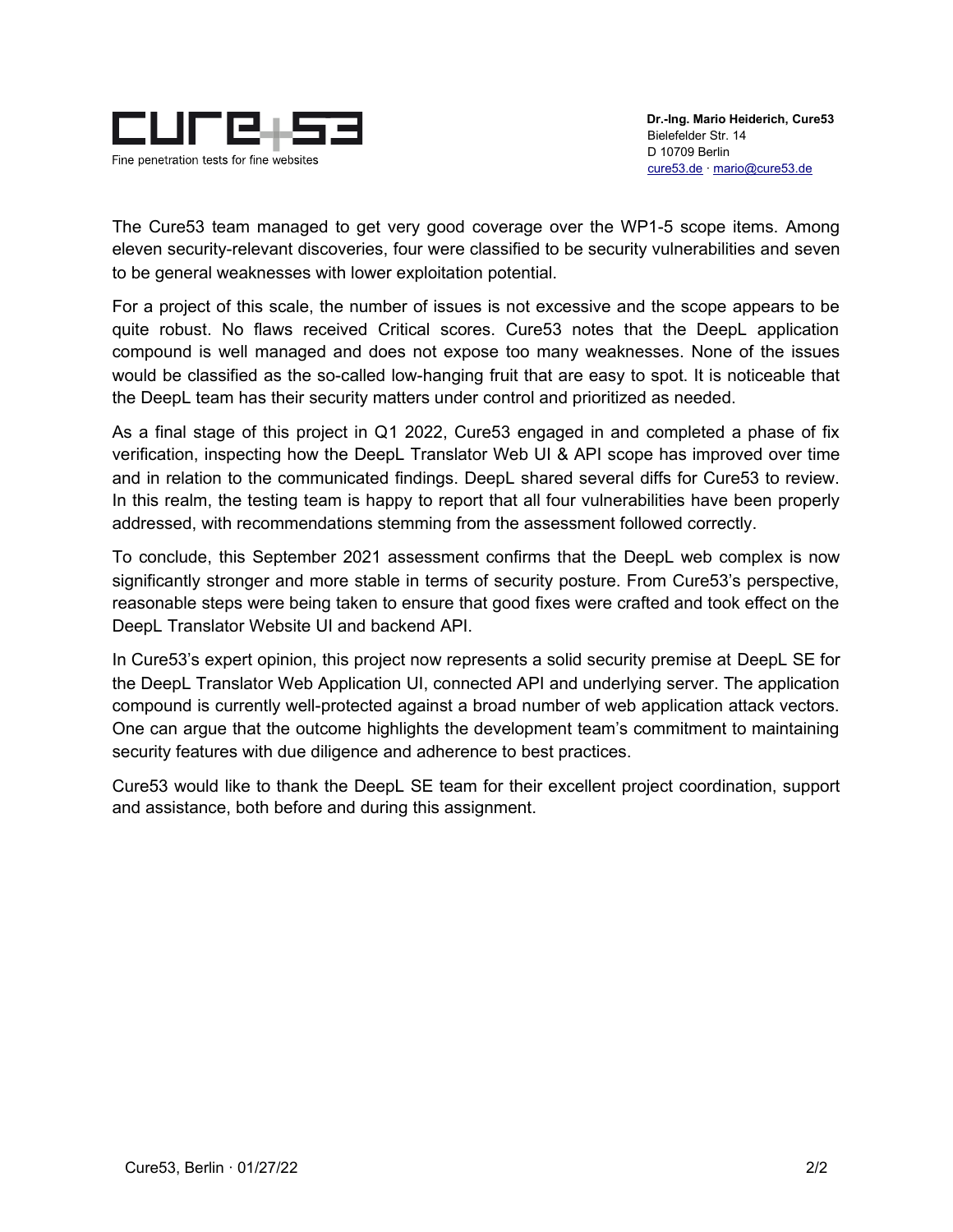The Cure53 team managed to get very good coverage over the WP1-5 scope items. Among eleven security-relevant discoveries, four were classified to be security vulnerabilities and seven to be general weaknesses with lower exploitation potential.

For a project of this scale, the number of issues is not excessive and the scope appears to be quite robust. No flaws received Critical scores. Cure53 notes that the DeepL application compound is well managed and does not expose too many weaknesses. None of the issues would be classified as the so-called low-hanging fruit that are easy to spot. It is noticeable that the DeepL team has their security matters under control and prioritized as needed.

As a final stage of this project in Q1 2022, Cure53 engaged in and completed a phase of fix verification, inspecting how the DeepL Translator Web UI & API scope has improved over time and in relation to the communicated findings. DeepL shared several diffs for Cure53 to review. In this realm, the testing team is happy to report that all four vulnerabilities have been properly addressed, with recommendations stemming from the assessment followed correctly.

To conclude, this September 2021 assessment confirms that the DeepL web complex is now significantly stronger and more stable in terms of security posture. From Cure53's perspective, reasonable steps were being taken to ensure that good fixes were crafted and took effect on the DeepL Translator Website UI and backend API.

In Cure53's expert opinion, this project now represents a solid security premise at DeepL SE for the DeepL Translator Web Application UI, connected API and underlying server. The application compound is currently well-protected against a broad number of web application attack vectors. One can argue that the outcome highlights the development team's commitment to maintaining security features with due diligence and adherence to best practices.

Cure53 would like to thank the DeepL SE team for their excellent project coordination, support and assistance, both before and during this assignment.

Cure53, Berlin · 01/27/22